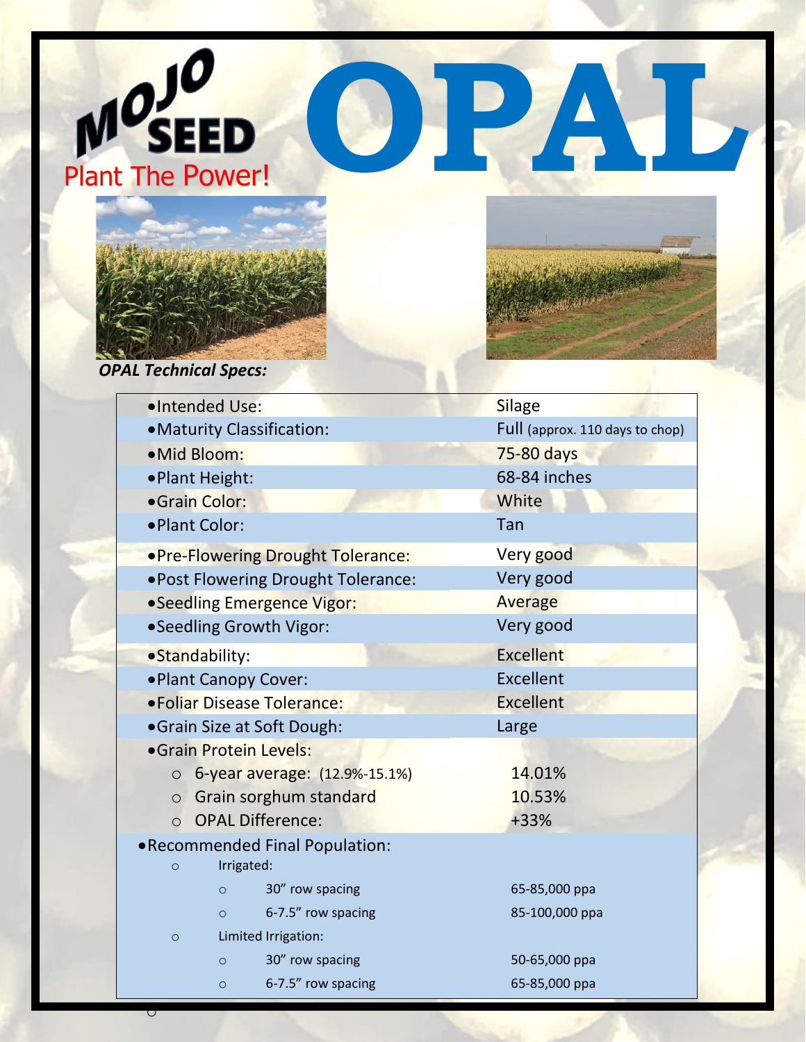# MOJO SEED

Plant The Power!

# OPAL

***OPAL Technical Specs:***

| | |
|---|---|
| • Intended Use: | Silage |
| • Maturity Classification: | Full (approx. 110 days to chop) |
| • Mid Bloom: | 75-80 days |
| • Plant Height: | 68-84 inches |
| • Grain Color: | White |
| • Plant Color: | Tan |
| • Pre-Flowering Drought Tolerance: | Very good |
| • Post Flowering Drought Tolerance: | Very good |
| • Seedling Emergence Vigor: | Average |
| • Seedling Growth Vigor: | Very good |
| • Standability: | Excellent |
| • Plant Canopy Cover: | Excellent |
| • Foliar Disease Tolerance: | Excellent |
| • Grain Size at Soft Dough: | Large |
| • Grain Protein Levels: | |
| ○ 6-year average: (12.9%-15.1%) | 14.01% |
| ○ Grain sorghum standard | 10.53% |
| ○ OPAL Difference: | +33% |
| • Recommended Final Population: | |
| ○ Irrigated: | |
| ○ 30" row spacing | 65-85,000 ppa |
| ○ 6-7.5" row spacing | 85-100,000 ppa |
| ○ Limited Irrigation: | |
| ○ 30" row spacing | 50-65,000 ppa |
| ○ 6-7.5" row spacing | 65-85,000 ppa |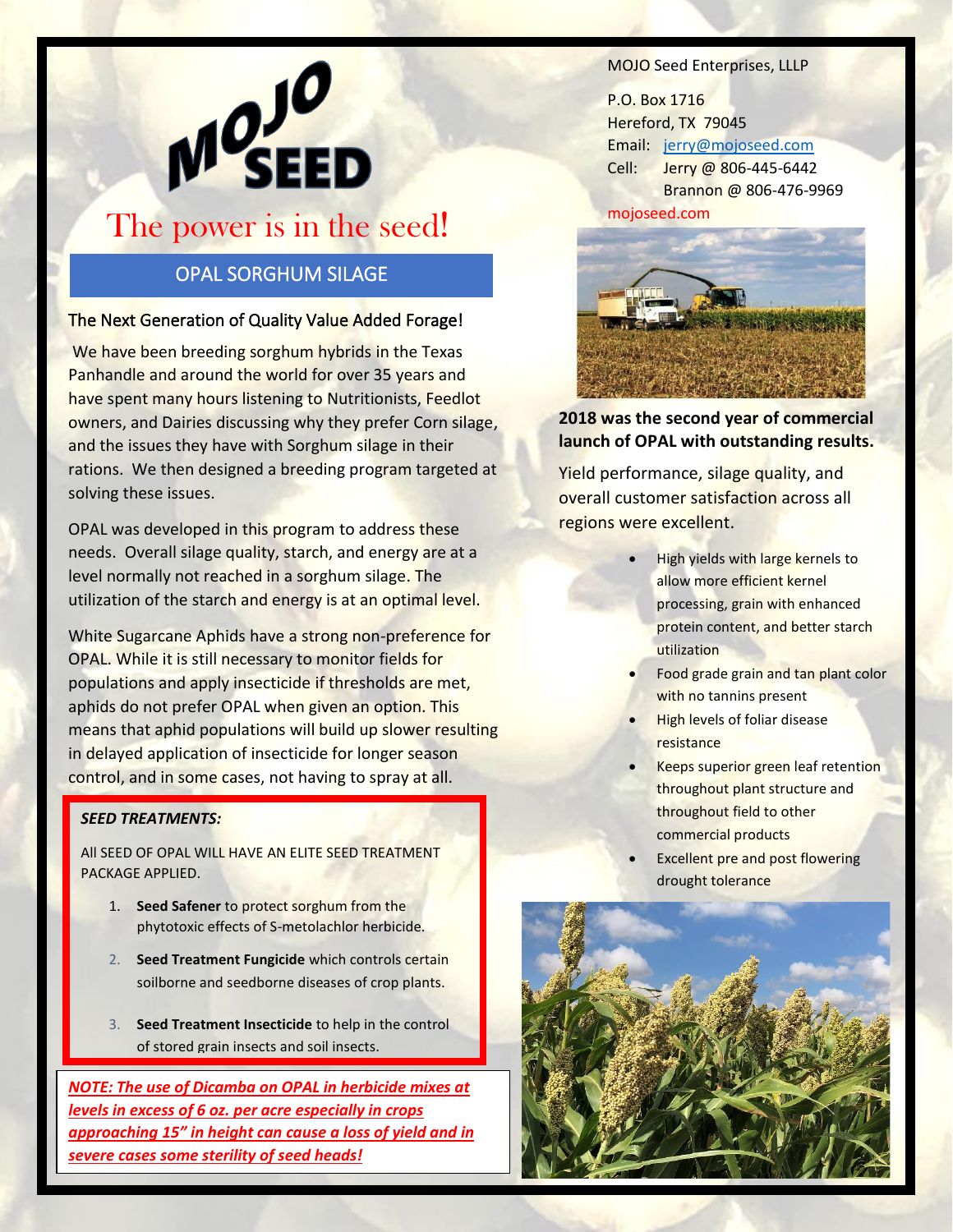# MOJO SEED

The power is in the seed!

## OPAL SORGHUM SILAGE

### The Next Generation of Quality Value Added Forage!

We have been breeding sorghum hybrids in the Texas Panhandle and around the world for over 35 years and have spent many hours listening to Nutritionists, Feedlot owners, and Dairies discussing why they prefer Corn silage, and the issues they have with Sorghum silage in their rations. We then designed a breeding program targeted at solving these issues.

OPAL was developed in this program to address these needs. Overall silage quality, starch, and energy are at a level normally not reached in a sorghum silage. The utilization of the starch and energy is at an optimal level.

White Sugarcane Aphids have a strong non-preference for OPAL. While it is still necessary to monitor fields for populations and apply insecticide if thresholds are met, aphids do not prefer OPAL when given an option. This means that aphid populations will build up slower resulting in delayed application of insecticide for longer season control, and in some cases, not having to spray at all.

***SEED TREATMENTS:***

ALL SEED OF OPAL WILL HAVE AN ELITE SEED TREATMENT PACKAGE APPLIED.

1. **Seed Safener** to protect sorghum from the phytotoxic effects of S-metolachlor herbicide.
2. **Seed Treatment Fungicide** which controls certain soilborne and seedborne diseases of crop plants.
3. **Seed Treatment Insecticide** to help in the control of stored grain insects and soil insects.

***NOTE: The use of Dicamba on OPAL in herbicide mixes at levels in excess of 6 oz. per acre especially in crops approaching 15" in height can cause a loss of yield and in severe cases some sterility of seed heads!***

MOJO Seed Enterprises, LLLP

P.O. Box 1716
Hereford, TX 79045
Email: jerry@mojoseed.com
Cell: Jerry @ 806-445-6442
Brannon @ 806-476-9969
mojoseed.com

**2018 was the second year of commercial launch of OPAL with outstanding results.**

Yield performance, silage quality, and overall customer satisfaction across all regions were excellent.

- High yields with large kernels to allow more efficient kernel processing, grain with enhanced protein content, and better starch utilization
- Food grade grain and tan plant color with no tannins present
- High levels of foliar disease resistance
- Keeps superior green leaf retention throughout plant structure and throughout field to other commercial products
- Excellent pre and post flowering drought tolerance